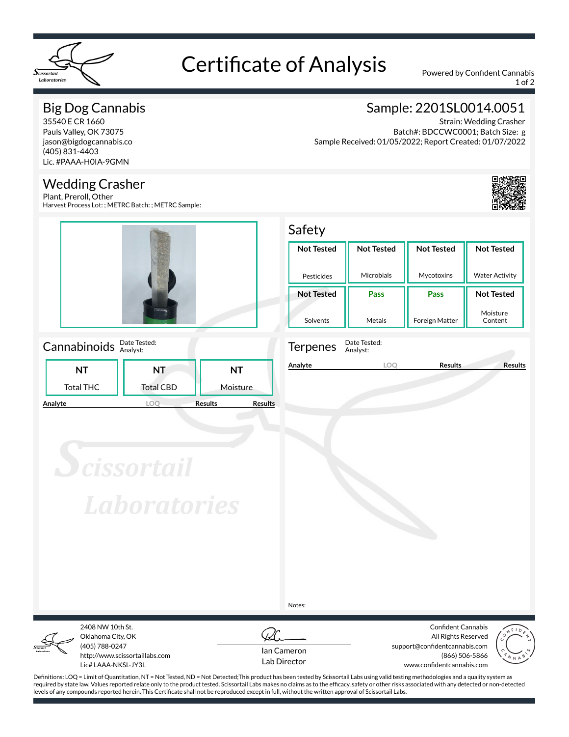# Certificate of Analysis

Powered by Confident Cannabis

## Big Dog Cannabis

35540 E CR 1660
Pauls Valley, OK 73075
jason@bigdogcannabis.co
(405) 831-4403
Lic. #PAAA-H0IA-9GMN

## Sample: 2201SL0014.0051

Strain: Wedding Crasher
Batch#: BDCCWC0001; Batch Size: g
Sample Received: 01/05/2022; Report Created: 01/07/2022

## Wedding Crasher

Plant, Preroll, Other
Harvest Process Lot: ; METRC Batch: ; METRC Sample:

## Safety

| Pesticides | Microbials | Mycotoxins | Water Activity |
|---|---|---|---|
| Not Tested | Not Tested | Not Tested | Not Tested |

| Solvents | Metals | Foreign Matter | Moisture Content |
|---|---|---|---|
| Not Tested | Pass | Pass | Not Tested |

## Cannabinoids

Date Tested:
Analyst:

| Total THC | Total CBD | Moisture |
|---|---|---|
| NT | NT | NT |

| Analyte | LOQ | Results | Results |
|---|---|---|---|

## Terpenes

Date Tested:
Analyst:

| Analyte | LOQ | Results | Results |
|---|---|---|---|

Notes:

2408 NW 10th St.
Oklahoma City, OK
(405) 788-0247
http://www.scissortaillabs.com
Lic# LAAA-NKSL-JY3L

Ian Cameron
Lab Director

Confident Cannabis
All Rights Reserved
support@confidentcannabis.com
(866) 506-5866
www.confidentcannabis.com

Definitions: LOQ = Limit of Quantitation, NT = Not Tested, ND = Not Detected;This product has been tested by Scissortail Labs using valid testing methodologies and a quality system as required by state law. Values reported relate only to the product tested. Scissortail Labs makes no claims as to the efficacy, safety or other risks associated with any detected or non-detected levels of any compounds reported herein. This Certificate shall not be reproduced except in full, without the written approval of Scissortail Labs.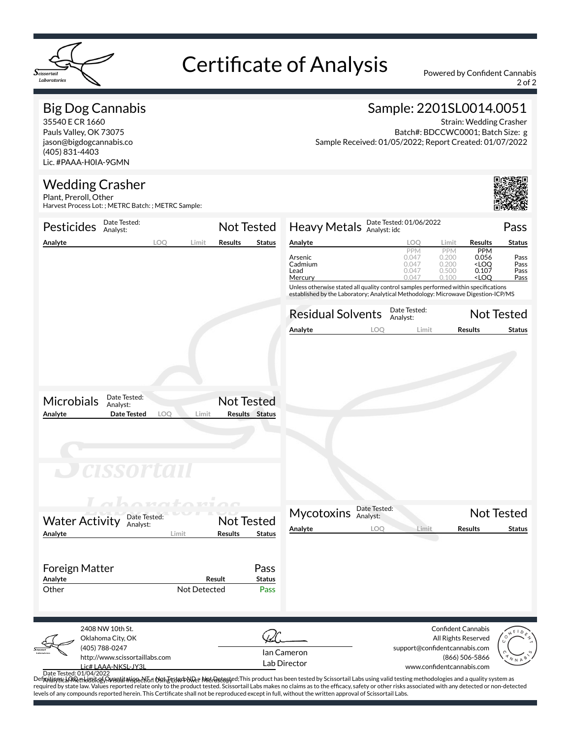# Certificate of Analysis

Powered by Confident Cannabis

## Big Dog Cannabis

35540 E CR 1660
Pauls Valley, OK 73075
jason@bigdogcannabis.co
(405) 831-4403
Lic. #PAAA-H0IA-9GMN

## Sample: 2201SL0014.0051

Strain: Wedding Crasher
Batch#: BDCCWC0001; Batch Size: g
Sample Received: 01/05/2022; Report Created: 01/07/2022

## Wedding Crasher

Plant, Preroll, Other
Harvest Process Lot: ; METRC Batch: ; METRC Sample:

### Pesticides

Date Tested:
Analyst:

**Not Tested**

| Analyte | LOQ | Limit | Results | Status |
|---|---|---|---|---|

### Heavy Metals

Date Tested: 01/06/2022
Analyst: idc

**Pass**

| Analyte | LOQ | Limit | Results | Status |
|---|---|---|---|---|
| | PPM | PPM | PPM | |
| Arsenic | 0.047 | 0.200 | 0.056 | Pass |
| Cadmium | 0.047 | 0.200 | <LOQ | Pass |
| Lead | 0.047 | 0.500 | 0.107 | Pass |
| Mercury | 0.047 | 0.100 | <LOQ | Pass |

Unless otherwise stated all quality control samples performed within specifications established by the Laboratory; Analytical Methodology: Microwave Digestion-ICP/MS

### Residual Solvents

Date Tested:
Analyst:

**Not Tested**

| Analyte | LOQ | Limit | Results | Status |
|---|---|---|---|---|

### Microbials

Date Tested:
Analyst:

**Not Tested**

| Analyte | Date Tested | LOQ | Limit | Results | Status |
|---|---|---|---|---|---|

### Mycotoxins

Date Tested:
Analyst:

**Not Tested**

| Analyte | LOQ | Limit | Results | Status |
|---|---|---|---|---|

### Water Activity

Date Tested:
Analyst:

**Not Tested**

| Analyte | Limit | Results | Status |
|---|---|---|---|

### Foreign Matter

**Pass**

| Analyte | Result | Status |
|---|---|---|
| Other | Not Detected | Pass |

Date Tested: 01/04/2022
Analytical Methodology: Visual Inspection Using Low Power Microscopy

---

2408 NW 10th St.
Oklahoma City, OK
(405) 788-0247
http://www.scissortaillabs.com
Lic# LAAA-NKSL-JY3L

Ian Cameron
Lab Director

Confident Cannabis
All Rights Reserved
support@confidentcannabis.com
(866) 506-5866
www.confidentcannabis.com

Definitions: LOQ = Limit of Quantitation, NT = Not Tested, ND = Not Detected; This product has been tested by Scissortail Labs using valid testing methodologies and a quality system as required by state law. Values reported relate only to the product tested. Scissortail Labs makes no claims as to the efficacy, safety or other risks associated with any detected or non-detected levels of any compounds reported herein. This Certificate shall not be reproduced except in full, without the written approval of Scissortail Labs.